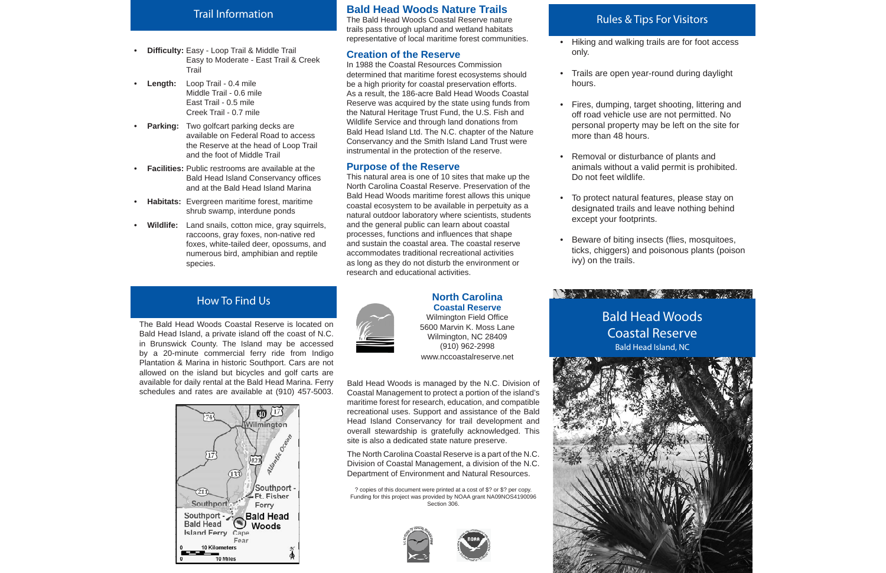## Trail Information

- **Difficulty:** Easy - Loop Trail & Middle Trail
  Easy to Moderate - East Trail & Creek Trail
- **Length:** Loop Trail - 0.4 mile
  Middle Trail - 0.6 mile
  East Trail - 0.5 mile
  Creek Trail - 0.7 mile
- **Parking:** Two golfcart parking decks are available on Federal Road to access the Reserve at the head of Loop Trail and the foot of Middle Trail
- **Facilities:** Public restrooms are available at the Bald Head Island Conservancy offices and at the Bald Head Island Marina
- **Habitats:** Evergreen maritime forest, maritime shrub swamp, interdune ponds
- **Wildlife:** Land snails, cotton mice, gray squirrels, raccoons, gray foxes, non-native red foxes, white-tailed deer, opossums, and numerous bird, amphibian and reptile species.

## How To Find Us

The Bald Head Woods Coastal Reserve is located on Bald Head Island, a private island off the coast of N.C. in Brunswick County. The Island may be accessed by a 20-minute commercial ferry ride from Indigo Plantation & Marina in historic Southport. Cars are not allowed on the island but bicycles and golf carts are available for daily rental at the Bald Head Marina. Ferry schedules and rates are available at (910) 457-5003.

## Bald Head Woods Nature Trails

The Bald Head Woods Coastal Reserve nature trails pass through upland and wetland habitats representative of local maritime forest communities.

## Creation of the Reserve

In 1988 the Coastal Resources Commission determined that maritime forest ecosystems should be a high priority for coastal preservation efforts. As a result, the 186-acre Bald Head Woods Coastal Reserve was acquired by the state using funds from the Natural Heritage Trust Fund, the U.S. Fish and Wildlife Service and through land donations from Bald Head Island Ltd. The N.C. chapter of the Nature Conservancy and the Smith Island Land Trust were instrumental in the protection of the reserve.

## Purpose of the Reserve

This natural area is one of 10 sites that make up the North Carolina Coastal Reserve. Preservation of the Bald Head Woods maritime forest allows this unique coastal ecosystem to be available in perpetuity as a natural outdoor laboratory where scientists, students and the general public can learn about coastal processes, functions and influences that shape and sustain the coastal area. The coastal reserve accommodates traditional recreational activities as long as they do not disturb the environment or research and educational activities.

**North Carolina**
**Coastal Reserve**
Wilmington Field Office
5600 Marvin K. Moss Lane
Wilmington, NC 28409
(910) 962-2998
www.nccoastalreserve.net

Bald Head Woods is managed by the N.C. Division of Coastal Management to protect a portion of the island's maritime forest for research, education, and compatible recreational uses. Support and assistance of the Bald Head Island Conservancy for trail development and overall stewardship is gratefully acknowledged. This site is also a dedicated state nature preserve.

The North Carolina Coastal Reserve is a part of the N.C. Division of Coastal Management, a division of the N.C. Department of Environment and Natural Resources.

? copies of this document were printed at a cost of $? or $? per copy. Funding for this project was provided by NOAA grant NA09NOS4190096 Section 306.

## Rules & Tips For Visitors

- Hiking and walking trails are for foot access only.
- Trails are open year-round during daylight hours.
- Fires, dumping, target shooting, littering and off road vehicle use are not permitted. No personal property may be left on the site for more than 48 hours.
- Removal or disturbance of plants and animals without a valid permit is prohibited. Do not feet wildlife.
- To protect natural features, please stay on designated trails and leave nothing behind except your footprints.
- Beware of biting insects (flies, mosquitoes, ticks, chiggers) and poisonous plants (poison ivy) on the trails.

# Bald Head Woods Coastal Reserve

Bald Head Island, NC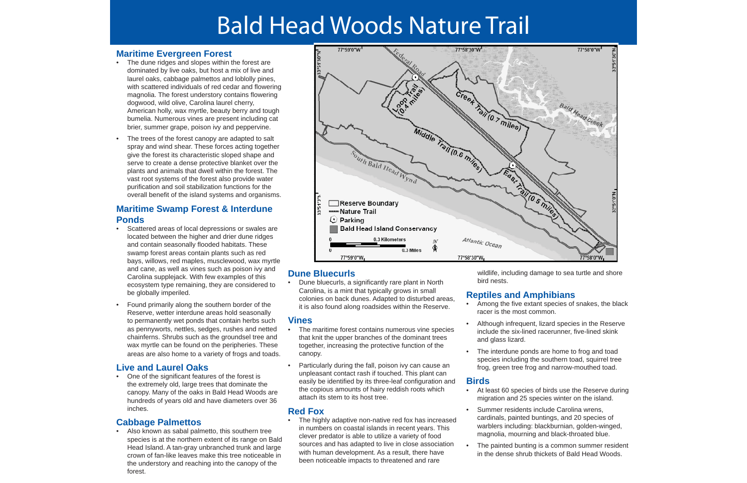# Bald Head Woods Nature Trail

## Maritime Evergreen Forest

- The dune ridges and slopes within the forest are dominated by live oaks, but host a mix of live and laurel oaks, cabbage palmettos and loblolly pines, with scattered individuals of red cedar and flowering magnolia. The forest understory contains flowering dogwood, wild olive, Carolina laurel cherry, American holly, wax myrtle, beauty berry and tough bumelia. Numerous vines are present including cat brier, summer grape, poison ivy and peppervine.
- The trees of the forest canopy are adapted to salt spray and wind shear. These forces acting together give the forest its characteristic sloped shape and serve to create a dense protective blanket over the plants and animals that dwell within the forest. The vast root systems of the forest also provide water purification and soil stabilization functions for the overall benefit of the island systems and organisms.

## Maritime Swamp Forest & Interdune Ponds

- Scattered areas of local depressions or swales are located between the higher and drier dune ridges and contain seasonally flooded habitats. These swamp forest areas contain plants such as red bays, willows, red maples, musclewood, wax myrtle and cane, as well as vines such as poison ivy and Carolina supplejack. With few examples of this ecosystem type remaining, they are considered to be globally imperiled.
- Found primarily along the southern border of the Reserve, wetter interdune areas hold seasonally to permanently wet ponds that contain herbs such as pennyworts, nettles, sedges, rushes and netted chainferns. Shrubs such as the groundsel tree and wax myrtle can be found on the peripheries. These areas are also home to a variety of frogs and toads.

## Live and Laurel Oaks

- One of the significant features of the forest is the extremely old, large trees that dominate the canopy. Many of the oaks in Bald Head Woods are hundreds of years old and have diameters over 36 inches.

## Cabbage Palmettos

- Also known as sabal palmetto, this southern tree species is at the northern extent of its range on Bald Head Island. A tan-gray unbranched trunk and large crown of fan-like leaves make this tree noticeable in the understory and reaching into the canopy of the forest.

77°59'0"W
77°58'30"W
77°58'0"W
33°51'30"N
33°51'0"N
Federal Road
Loop Trail (0.4 miles)
Creek Trail (0.7 miles)
Bald Head Creek
Middle Trail (0.6 miles)
South Bald Head Wynd
East Trail (0.5 miles)
Atlantic Ocean
Reserve Boundary
Nature Trail
Parking
Bald Head Island Conservancy
0 0.3 Kilometers
0 0.3 Miles
N

## Dune Bluecurls

- Dune bluecurls, a significantly rare plant in North Carolina, is a mint that typically grows in small colonies on back dunes. Adapted to disturbed areas, it is also found along roadsides within the Reserve.

## Vines

- The maritime forest contains numerous vine species that knit the upper branches of the dominant trees together, increasing the protective function of the canopy.
- Particularly during the fall, poison ivy can cause an unpleasant contact rash if touched. This plant can easily be identified by its three-leaf configuration and the copious amounts of hairy reddish roots which attach its stem to its host tree.

## Red Fox

- The highly adaptive non-native red fox has increased in numbers on coastal islands in recent years. This clever predator is able to utilize a variety of food sources and has adapted to live in close association with human development. As a result, there have been noticeable impacts to threatened and rare wildlife, including damage to sea turtle and shore bird nests.

## Reptiles and Amphibians

- Among the five extant species of snakes, the black racer is the most common.
- Although infrequent, lizard species in the Reserve include the six-lined racerunner, five-lined skink and glass lizard.
- The interdune ponds are home to frog and toad species including the southern toad, squirrel tree frog, green tree frog and narrow-mouthed toad.

## Birds

- At least 60 species of birds use the Reserve during migration and 25 species winter on the island.
- Summer residents include Carolina wrens, cardinals, painted buntings, and 20 species of warblers including: blackburnian, golden-winged, magnolia, mourning and black-throated blue.
- The painted bunting is a common summer resident in the dense shrub thickets of Bald Head Woods.